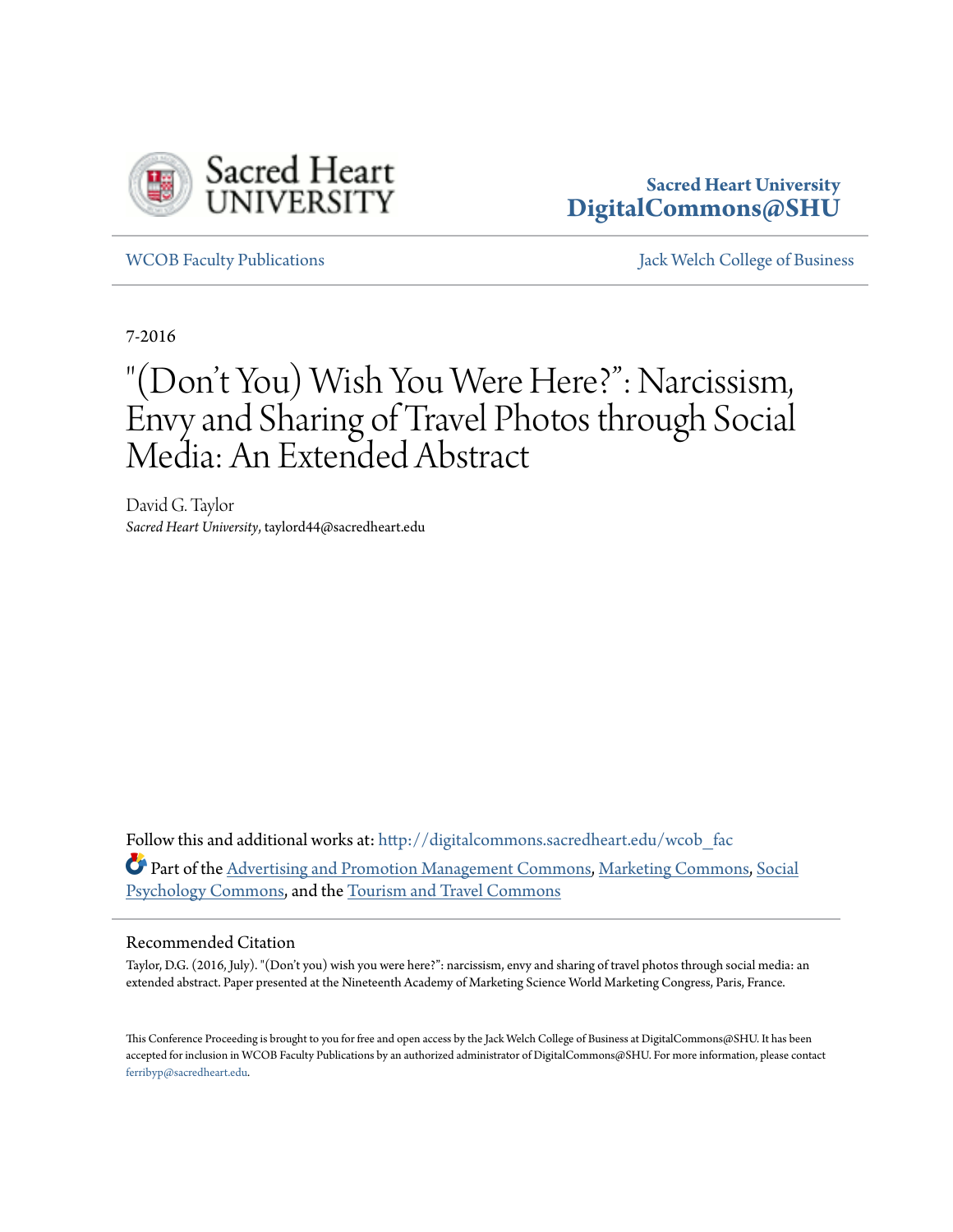Sacred Heart University
DigitalCommons@SHU

WCOB Faculty Publications | Jack Welch College of Business

7-2016

# "(Don't You) Wish You Were Here?": Narcissism, Envy and Sharing of Travel Photos through Social Media: An Extended Abstract

David G. Taylor
*Sacred Heart University*, taylord44@sacredheart.edu

Follow this and additional works at: http://digitalcommons.sacredheart.edu/wcob_fac

Part of the Advertising and Promotion Management Commons, Marketing Commons, Social Psychology Commons, and the Tourism and Travel Commons

## Recommended Citation

Taylor, D.G. (2016, July). "(Don't you) wish you were here?": narcissism, envy and sharing of travel photos through social media: an extended abstract. Paper presented at the Nineteenth Academy of Marketing Science World Marketing Congress, Paris, France.

This Conference Proceeding is brought to you for free and open access by the Jack Welch College of Business at DigitalCommons@SHU. It has been accepted for inclusion in WCOB Faculty Publications by an authorized administrator of DigitalCommons@SHU. For more information, please contact ferribyp@sacredheart.edu.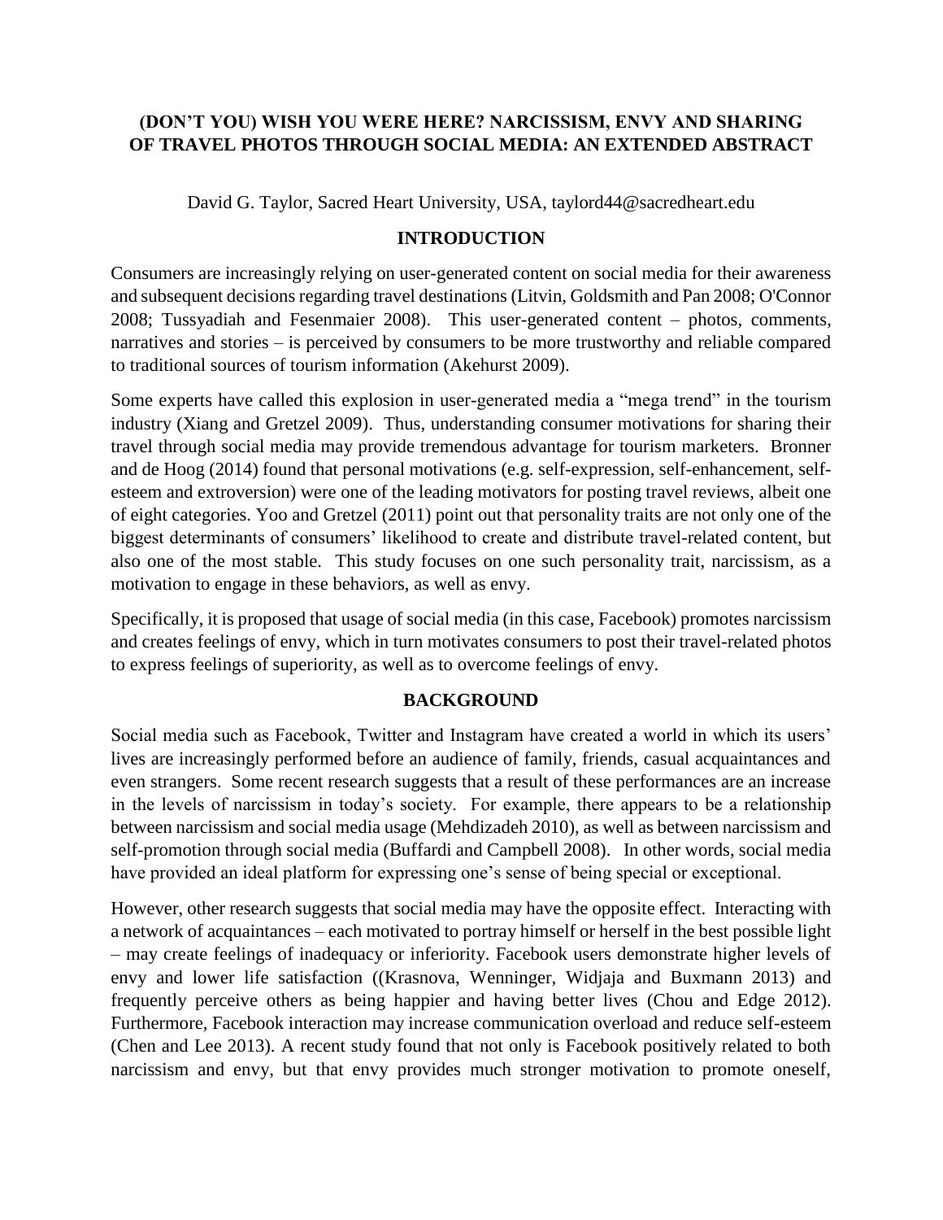# (DON'T YOU) WISH YOU WERE HERE? NARCISSISM, ENVY AND SHARING OF TRAVEL PHOTOS THROUGH SOCIAL MEDIA: AN EXTENDED ABSTRACT

David G. Taylor, Sacred Heart University, USA, taylord44@sacredheart.edu

## INTRODUCTION

Consumers are increasingly relying on user-generated content on social media for their awareness and subsequent decisions regarding travel destinations (Litvin, Goldsmith and Pan 2008; O'Connor 2008; Tussyadiah and Fesenmaier 2008). This user-generated content – photos, comments, narratives and stories – is perceived by consumers to be more trustworthy and reliable compared to traditional sources of tourism information (Akehurst 2009).

Some experts have called this explosion in user-generated media a "mega trend" in the tourism industry (Xiang and Gretzel 2009). Thus, understanding consumer motivations for sharing their travel through social media may provide tremendous advantage for tourism marketers. Bronner and de Hoog (2014) found that personal motivations (e.g. self-expression, self-enhancement, self-esteem and extroversion) were one of the leading motivators for posting travel reviews, albeit one of eight categories. Yoo and Gretzel (2011) point out that personality traits are not only one of the biggest determinants of consumers' likelihood to create and distribute travel-related content, but also one of the most stable. This study focuses on one such personality trait, narcissism, as a motivation to engage in these behaviors, as well as envy.

Specifically, it is proposed that usage of social media (in this case, Facebook) promotes narcissism and creates feelings of envy, which in turn motivates consumers to post their travel-related photos to express feelings of superiority, as well as to overcome feelings of envy.

## BACKGROUND

Social media such as Facebook, Twitter and Instagram have created a world in which its users' lives are increasingly performed before an audience of family, friends, casual acquaintances and even strangers. Some recent research suggests that a result of these performances are an increase in the levels of narcissism in today's society. For example, there appears to be a relationship between narcissism and social media usage (Mehdizadeh 2010), as well as between narcissism and self-promotion through social media (Buffardi and Campbell 2008). In other words, social media have provided an ideal platform for expressing one's sense of being special or exceptional.

However, other research suggests that social media may have the opposite effect. Interacting with a network of acquaintances – each motivated to portray himself or herself in the best possible light – may create feelings of inadequacy or inferiority. Facebook users demonstrate higher levels of envy and lower life satisfaction ((Krasnova, Wenninger, Widjaja and Buxmann 2013) and frequently perceive others as being happier and having better lives (Chou and Edge 2012). Furthermore, Facebook interaction may increase communication overload and reduce self-esteem (Chen and Lee 2013). A recent study found that not only is Facebook positively related to both narcissism and envy, but that envy provides much stronger motivation to promote oneself,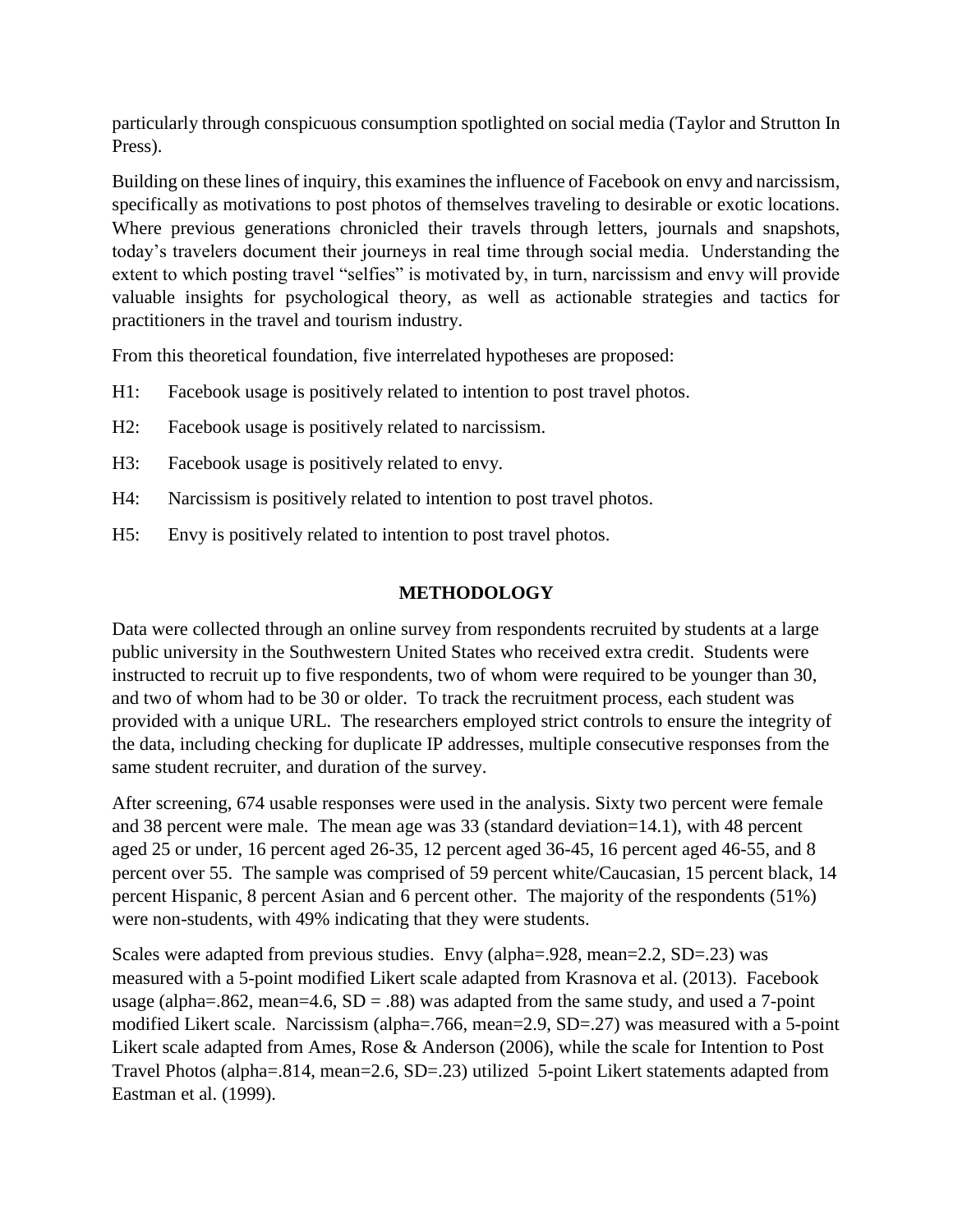particularly through conspicuous consumption spotlighted on social media (Taylor and Strutton In Press).

Building on these lines of inquiry, this examines the influence of Facebook on envy and narcissism, specifically as motivations to post photos of themselves traveling to desirable or exotic locations. Where previous generations chronicled their travels through letters, journals and snapshots, today's travelers document their journeys in real time through social media. Understanding the extent to which posting travel "selfies" is motivated by, in turn, narcissism and envy will provide valuable insights for psychological theory, as well as actionable strategies and tactics for practitioners in the travel and tourism industry.

From this theoretical foundation, five interrelated hypotheses are proposed:

H1: Facebook usage is positively related to intention to post travel photos.

H2: Facebook usage is positively related to narcissism.

H3: Facebook usage is positively related to envy.

H4: Narcissism is positively related to intention to post travel photos.

H5: Envy is positively related to intention to post travel photos.

## METHODOLOGY

Data were collected through an online survey from respondents recruited by students at a large public university in the Southwestern United States who received extra credit. Students were instructed to recruit up to five respondents, two of whom were required to be younger than 30, and two of whom had to be 30 or older. To track the recruitment process, each student was provided with a unique URL. The researchers employed strict controls to ensure the integrity of the data, including checking for duplicate IP addresses, multiple consecutive responses from the same student recruiter, and duration of the survey.

After screening, 674 usable responses were used in the analysis. Sixty two percent were female and 38 percent were male. The mean age was 33 (standard deviation=14.1), with 48 percent aged 25 or under, 16 percent aged 26-35, 12 percent aged 36-45, 16 percent aged 46-55, and 8 percent over 55. The sample was comprised of 59 percent white/Caucasian, 15 percent black, 14 percent Hispanic, 8 percent Asian and 6 percent other. The majority of the respondents (51%) were non-students, with 49% indicating that they were students.

Scales were adapted from previous studies. Envy (alpha=.928, mean=2.2, SD=.23) was measured with a 5-point modified Likert scale adapted from Krasnova et al. (2013). Facebook usage (alpha=.862, mean=4.6, SD = .88) was adapted from the same study, and used a 7-point modified Likert scale. Narcissism (alpha=.766, mean=2.9, SD=.27) was measured with a 5-point Likert scale adapted from Ames, Rose & Anderson (2006), while the scale for Intention to Post Travel Photos (alpha=.814, mean=2.6, SD=.23) utilized 5-point Likert statements adapted from Eastman et al. (1999).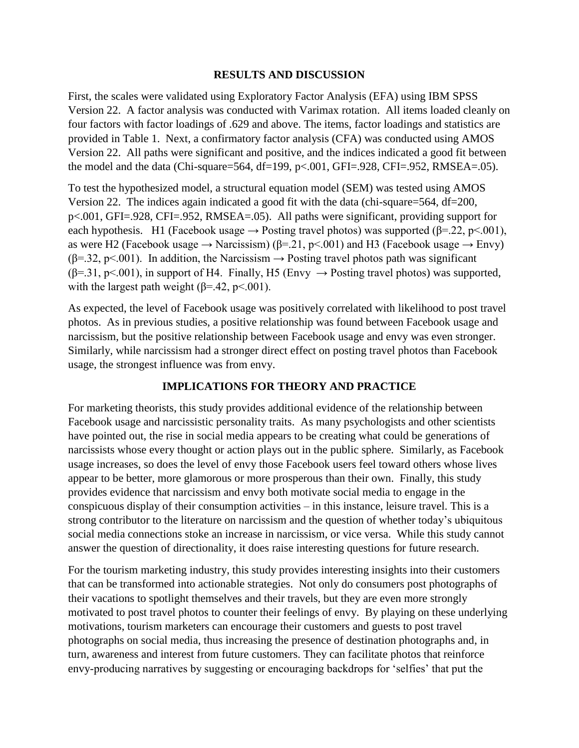## RESULTS AND DISCUSSION

First, the scales were validated using Exploratory Factor Analysis (EFA) using IBM SPSS Version 22. A factor analysis was conducted with Varimax rotation. All items loaded cleanly on four factors with factor loadings of .629 and above. The items, factor loadings and statistics are provided in Table 1. Next, a confirmatory factor analysis (CFA) was conducted using AMOS Version 22. All paths were significant and positive, and the indices indicated a good fit between the model and the data (Chi-square=564, df=199, $p<.001$, GFI=.928, CFI=.952, RMSEA=.05).

To test the hypothesized model, a structural equation model (SEM) was tested using AMOS Version 22. The indices again indicated a good fit with the data (chi-square=564, df=200, $p<.001$, GFI=.928, CFI=.952, RMSEA=.05). All paths were significant, providing support for each hypothesis. H1 (Facebook usage → Posting travel photos) was supported ($\beta=.22$, $p<.001$), as were H2 (Facebook usage → Narcissism) ($\beta=.21$, $p<.001$) and H3 (Facebook usage → Envy) ($\beta=.32$, $p<.001$). In addition, the Narcissism → Posting travel photos path was significant ($\beta=.31$, $p<.001$), in support of H4. Finally, H5 (Envy → Posting travel photos) was supported, with the largest path weight ($\beta=.42$, $p<.001$).

As expected, the level of Facebook usage was positively correlated with likelihood to post travel photos. As in previous studies, a positive relationship was found between Facebook usage and narcissism, but the positive relationship between Facebook usage and envy was even stronger. Similarly, while narcissism had a stronger direct effect on posting travel photos than Facebook usage, the strongest influence was from envy.

## IMPLICATIONS FOR THEORY AND PRACTICE

For marketing theorists, this study provides additional evidence of the relationship between Facebook usage and narcissistic personality traits. As many psychologists and other scientists have pointed out, the rise in social media appears to be creating what could be generations of narcissists whose every thought or action plays out in the public sphere. Similarly, as Facebook usage increases, so does the level of envy those Facebook users feel toward others whose lives appear to be better, more glamorous or more prosperous than their own. Finally, this study provides evidence that narcissism and envy both motivate social media to engage in the conspicuous display of their consumption activities – in this instance, leisure travel. This is a strong contributor to the literature on narcissism and the question of whether today's ubiquitous social media connections stoke an increase in narcissism, or vice versa. While this study cannot answer the question of directionality, it does raise interesting questions for future research.

For the tourism marketing industry, this study provides interesting insights into their customers that can be transformed into actionable strategies. Not only do consumers post photographs of their vacations to spotlight themselves and their travels, but they are even more strongly motivated to post travel photos to counter their feelings of envy. By playing on these underlying motivations, tourism marketers can encourage their customers and guests to post travel photographs on social media, thus increasing the presence of destination photographs and, in turn, awareness and interest from future customers. They can facilitate photos that reinforce envy-producing narratives by suggesting or encouraging backdrops for 'selfies' that put the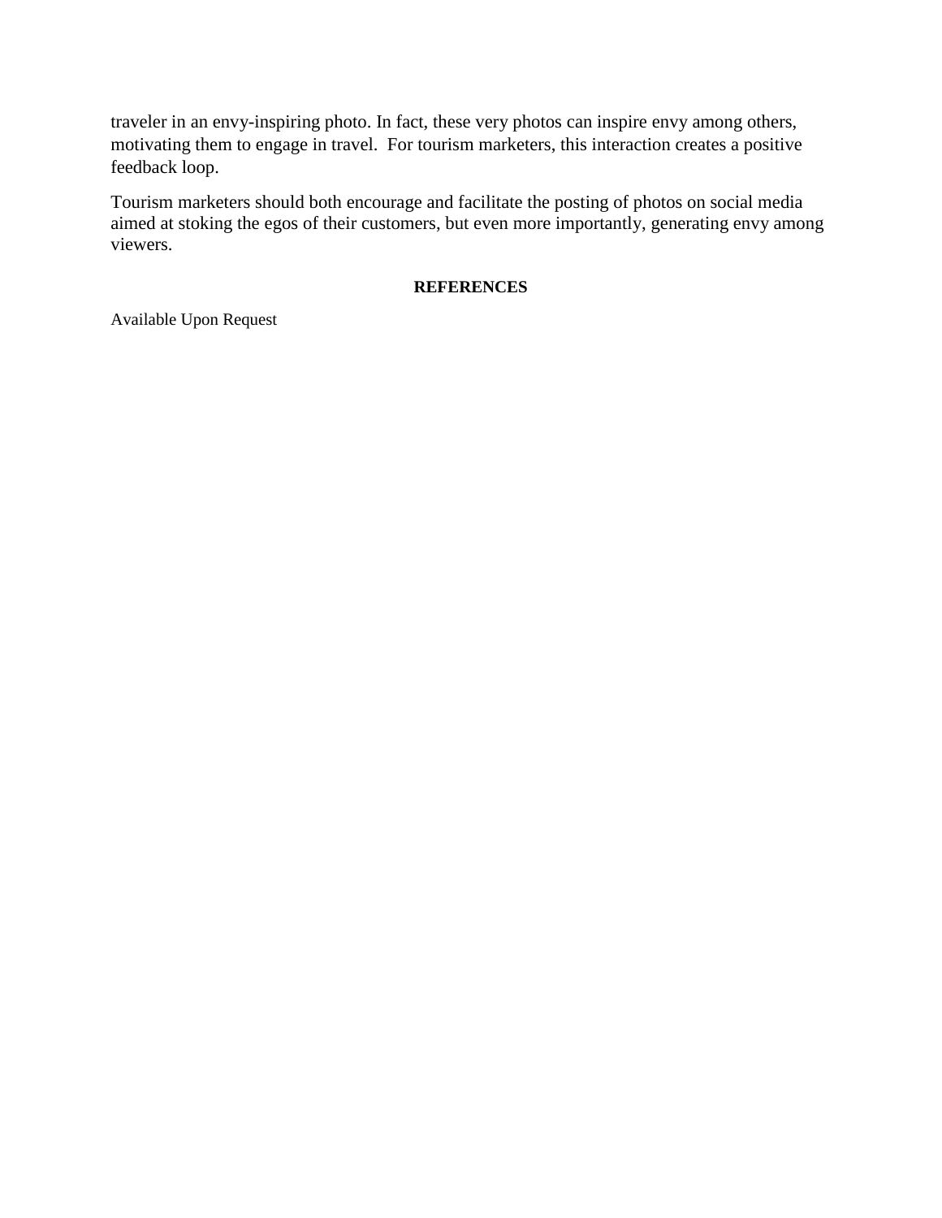traveler in an envy-inspiring photo. In fact, these very photos can inspire envy among others, motivating them to engage in travel. For tourism marketers, this interaction creates a positive feedback loop.

Tourism marketers should both encourage and facilitate the posting of photos on social media aimed at stoking the egos of their customers, but even more importantly, generating envy among viewers.

## REFERENCES

Available Upon Request